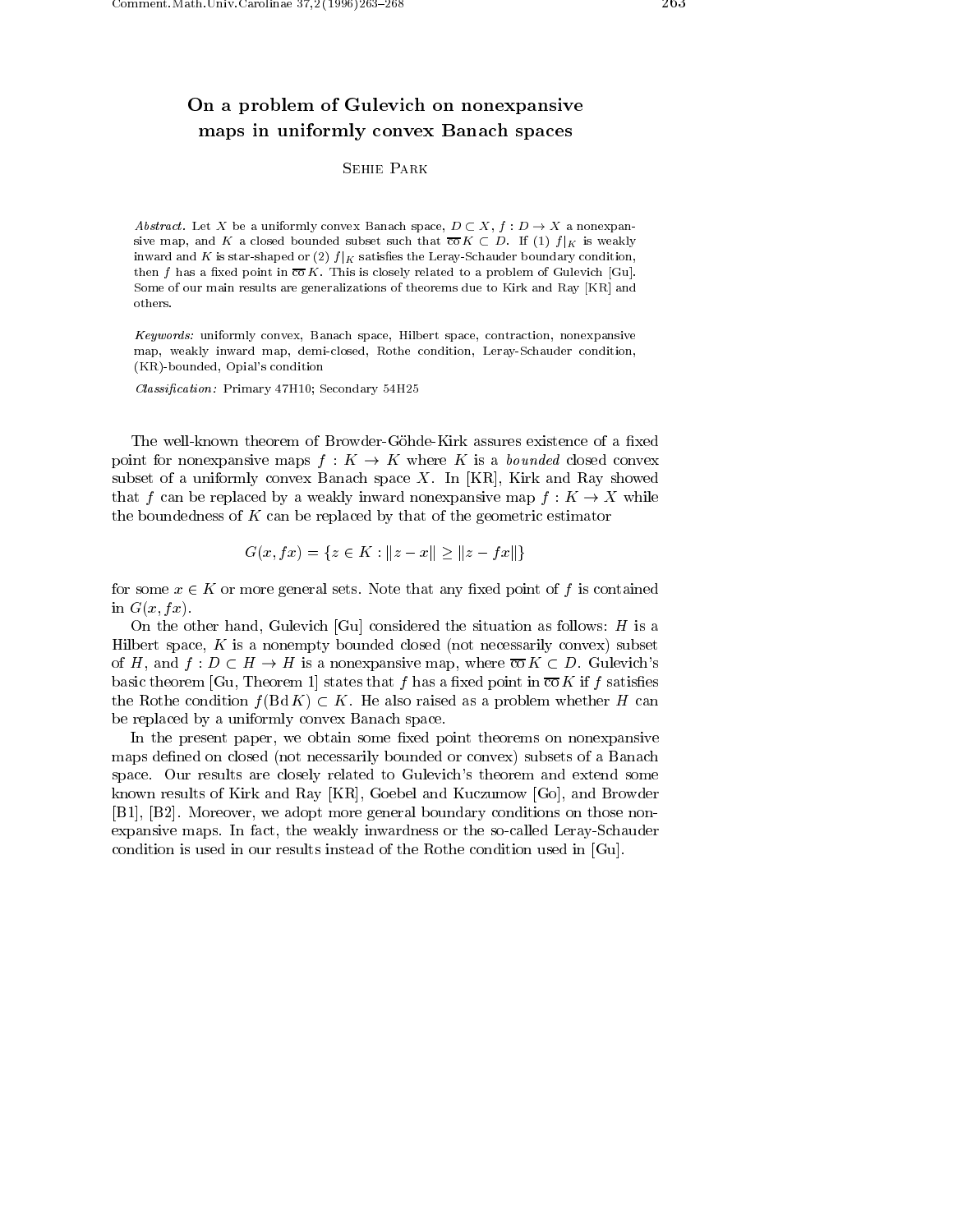# On a problem of Gulevich on nonexpansive maps in uniformly convex Banach spaces

Sehie Park

*Abstract.* Let $X$ be a uniformly convex Banach space, $D \subset X$, $f : D \to X$ a nonexpansive map, and $K$ a closed bounded subset such that $\overline{\text{co}}\,K \subset D$. If (1) $f|_K$ is weakly inward and $K$ is star-shaped or (2) $f|_K$ satisfies the Leray-Schauder boundary condition, then $f$ has a fixed point in $\overline{\text{co}}\,K$. This is closely related to a problem of Gulevich [Gu]. Some of our main results are generalizations of theorems due to Kirk and Ray [KR] and others.

*Keywords:* uniformly convex, Banach space, Hilbert space, contraction, nonexpansive map, weakly inward map, demi-closed, Rothe condition, Leray-Schauder condition, (KR)-bounded, Opial's condition

*Classification:* Primary 47H10; Secondary 54H25

The well-known theorem of Browder-Göhde-Kirk assures existence of a fixed point for nonexpansive maps $f : K \to K$ where $K$ is a *bounded* closed convex subset of a uniformly convex Banach space $X$. In [KR], Kirk and Ray showed that $f$ can be replaced by a weakly inward nonexpansive map $f : K \to X$ while the boundedness of $K$ can be replaced by that of the geometric estimator

$$G(x, fx) = \{z \in K : \|z - x\| \geq \|z - fx\|\}$$

for some $x \in K$ or more general sets. Note that any fixed point of $f$ is contained in $G(x, fx)$.

On the other hand, Gulevich [Gu] considered the situation as follows: $H$ is a Hilbert space, $K$ is a nonempty bounded closed (not necessarily convex) subset of $H$, and $f : D \subset H \to H$ is a nonexpansive map, where $\overline{\text{co}}\,K \subset D$. Gulevich's basic theorem [Gu, Theorem 1] states that $f$ has a fixed point in $\overline{\text{co}}\,K$ if $f$ satisfies the Rothe condition $f(\text{Bd}\,K) \subset K$. He also raised as a problem whether $H$ can be replaced by a uniformly convex Banach space.

In the present paper, we obtain some fixed point theorems on nonexpansive maps defined on closed (not necessarily bounded or convex) subsets of a Banach space. Our results are closely related to Gulevich's theorem and extend some known results of Kirk and Ray [KR], Goebel and Kuczumow [Go], and Browder [B1], [B2]. Moreover, we adopt more general boundary conditions on those nonexpansive maps. In fact, the weakly inwardness or the so-called Leray-Schauder condition is used in our results instead of the Rothe condition used in [Gu].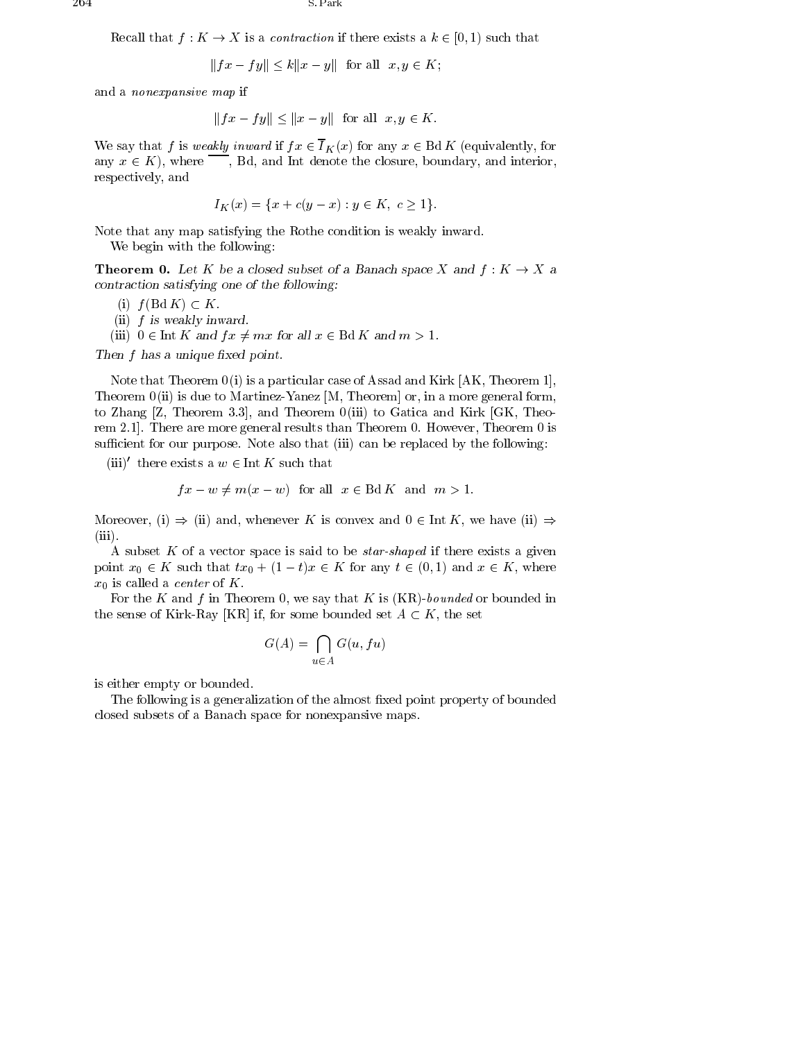Recall that $f : K \to X$ is a *contraction* if there exists a $k \in [0, 1)$ such that

$$\|fx - fy\| \leq k\|x - y\| \text{ for all } x, y \in K;$$

and a *nonexpansive map* if

$$\|fx - fy\| \leq \|x - y\| \text{ for all } x, y \in K.$$

We say that $f$ is *weakly inward* if $fx \in \overline{I}_K(x)$ for any $x \in \operatorname{Bd} K$ (equivalently, for any $x \in K$), where $\overline{\phantom{xx}}$, Bd, and Int denote the closure, boundary, and interior, respectively, and

$$I_K(x) = \{x + c(y - x) : y \in K,\ c \geq 1\}.$$

Note that any map satisfying the Rothe condition is weakly inward.

We begin with the following:

**Theorem 0.** *Let $K$ be a closed subset of a Banach space $X$ and $f : K \to X$ a contraction satisfying one of the following:*

(i) $f(\operatorname{Bd} K) \subset K$.

(ii) *$f$ is weakly inward.*

(iii) *$0 \in \operatorname{Int} K$ and $fx \neq mx$ for all $x \in \operatorname{Bd} K$ and $m > 1$.*

*Then $f$ has a unique fixed point.*

Note that Theorem 0(i) is a particular case of Assad and Kirk [AK, Theorem 1], Theorem 0(ii) is due to Martinez-Yanez [M, Theorem] or, in a more general form, to Zhang [Z, Theorem 3.3], and Theorem 0(iii) to Gatica and Kirk [GK, Theorem 2.1]. There are more general results than Theorem 0. However, Theorem 0 is sufficient for our purpose. Note also that (iii) can be replaced by the following:

(iii)$'$ there exists a $w \in \operatorname{Int} K$ such that

$$fx - w \neq m(x - w) \text{ for all } x \in \operatorname{Bd} K \text{ and } m > 1.$$

Moreover, (i) $\Rightarrow$ (ii) and, whenever $K$ is convex and $0 \in \operatorname{Int} K$, we have (ii) $\Rightarrow$ (iii).

A subset $K$ of a vector space is said to be *star-shaped* if there exists a given point $x_0 \in K$ such that $tx_0 + (1-t)x \in K$ for any $t \in (0, 1)$ and $x \in K$, where $x_0$ is called a *center* of $K$.

For the $K$ and $f$ in Theorem 0, we say that $K$ is (KR)-*bounded* or bounded in the sense of Kirk-Ray [KR] if, for some bounded set $A \subset K$, the set

$$G(A) = \bigcap_{u \in A} G(u, fu)$$

is either empty or bounded.

The following is a generalization of the almost fixed point property of bounded closed subsets of a Banach space for nonexpansive maps.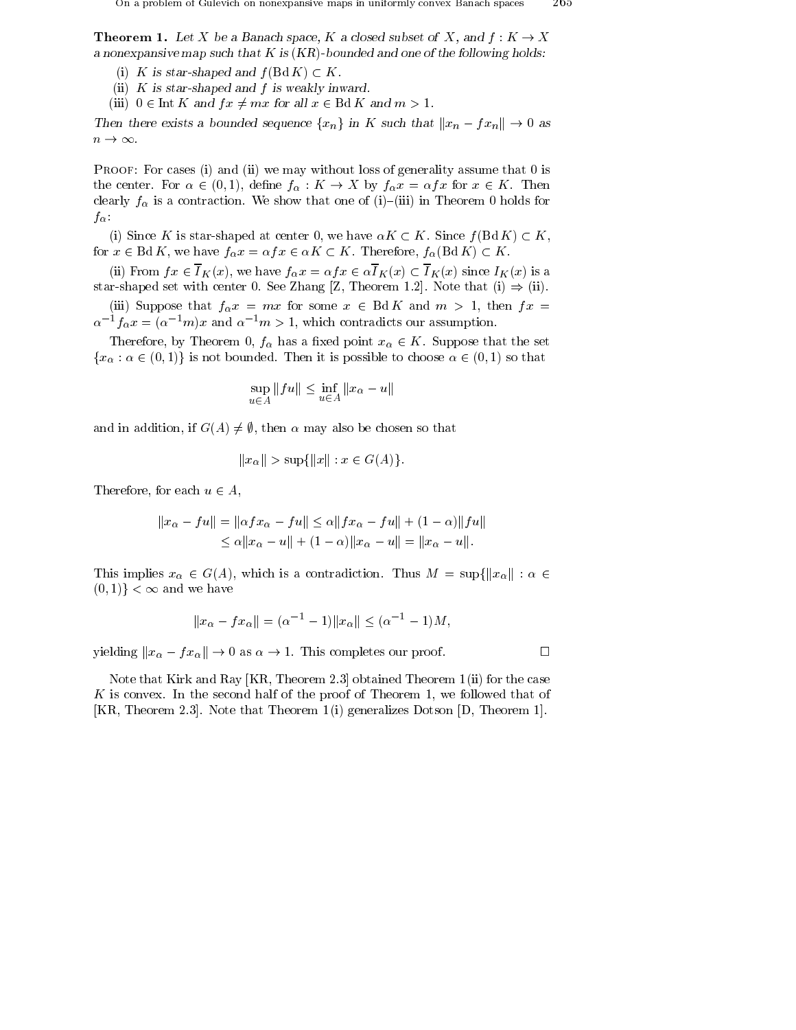**Theorem 1.** *Let $X$ be a Banach space, $K$ a closed subset of $X$, and $f : K \to X$ a nonexpansive map such that $K$ is (KR)-bounded and one of the following holds:*

(i) *$K$ is star-shaped and $f(\operatorname{Bd} K) \subset K$.*

(ii) *$K$ is star-shaped and $f$ is weakly inward.*

(iii) *$0 \in \operatorname{Int} K$ and $fx \neq mx$ for all $x \in \operatorname{Bd} K$ and $m > 1$.*

*Then there exists a bounded sequence $\{x_n\}$ in $K$ such that $\|x_n - fx_n\| \to 0$ as $n \to \infty$.*

Proof: For cases (i) and (ii) we may without loss of generality assume that 0 is the center. For $\alpha \in (0, 1)$, define $f_\alpha : K \to X$ by $f_\alpha x = \alpha fx$ for $x \in K$. Then clearly $f_\alpha$ is a contraction. We show that one of (i)–(iii) in Theorem 0 holds for $f_\alpha$:

(i) Since $K$ is star-shaped at center 0, we have $\alpha K \subset K$. Since $f(\operatorname{Bd} K) \subset K$, for $x \in \operatorname{Bd} K$, we have $f_\alpha x = \alpha fx \in \alpha K \subset K$. Therefore, $f_\alpha(\operatorname{Bd} K) \subset K$.

(ii) From $fx \in \overline{I}_K(x)$, we have $f_\alpha x = \alpha fx \in \alpha \overline{I}_K(x) \subset \overline{I}_K(x)$ since $I_K(x)$ is a star-shaped set with center 0. See Zhang [Z, Theorem 1.2]. Note that (i) $\Rightarrow$ (ii).

(iii) Suppose that $f_\alpha x = mx$ for some $x \in \operatorname{Bd} K$ and $m > 1$, then $fx = \alpha^{-1} f_\alpha x = (\alpha^{-1} m)x$ and $\alpha^{-1} m > 1$, which contradicts our assumption.

Therefore, by Theorem 0, $f_\alpha$ has a fixed point $x_\alpha \in K$. Suppose that the set $\{x_\alpha : \alpha \in (0, 1)\}$ is not bounded. Then it is possible to choose $\alpha \in (0, 1)$ so that

$$\sup_{u \in A} \|fu\| \leq \inf_{u \in A} \|x_\alpha - u\|$$

and in addition, if $G(A) \neq \emptyset$, then $\alpha$ may also be chosen so that

$$\|x_\alpha\| > \sup\{\|x\| : x \in G(A)\}.$$

Therefore, for each $u \in A$,

$$\begin{aligned}\|x_\alpha - fu\| = \|\alpha f x_\alpha - fu\| &\leq \alpha \|f x_\alpha - fu\| + (1 - \alpha)\|fu\| \\ &\leq \alpha \|x_\alpha - u\| + (1 - \alpha)\|x_\alpha - u\| = \|x_\alpha - u\|.\end{aligned}$$

This implies $x_\alpha \in G(A)$, which is a contradiction. Thus $M = \sup\{\|x_\alpha\| : \alpha \in (0, 1)\} < \infty$ and we have

$$\|x_\alpha - f x_\alpha\| = (\alpha^{-1} - 1)\|x_\alpha\| \leq (\alpha^{-1} - 1)M,$$

yielding $\|x_\alpha - f x_\alpha\| \to 0$ as $\alpha \to 1$. This completes our proof. $\square$

Note that Kirk and Ray [KR, Theorem 2.3] obtained Theorem 1 (ii) for the case $K$ is convex. In the second half of the proof of Theorem 1, we followed that of [KR, Theorem 2.3]. Note that Theorem 1 (i) generalizes Dotson [D, Theorem 1].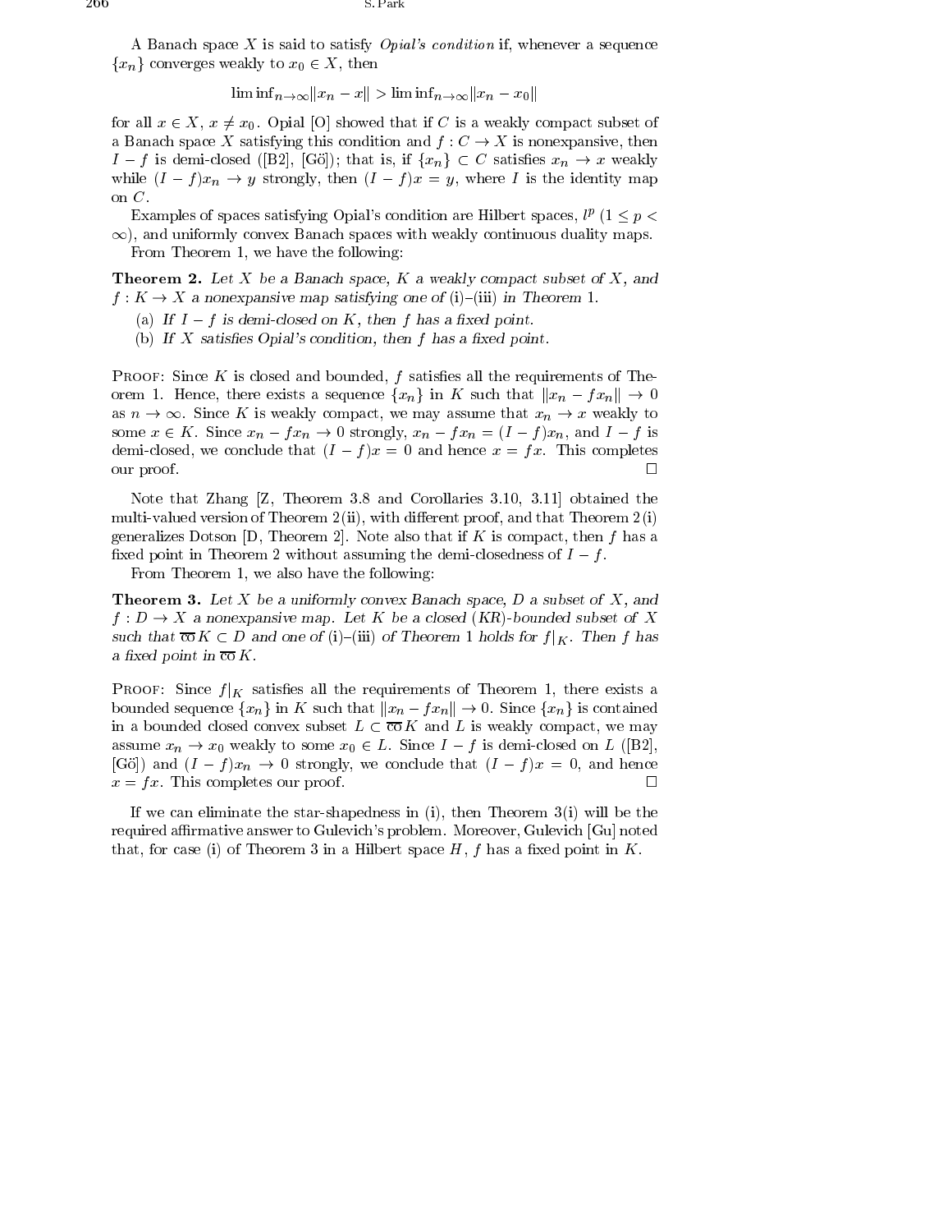A Banach space $X$ is said to satisfy *Opial's condition* if, whenever a sequence $\{x_n\}$ converges weakly to $x_0 \in X$, then

$$\liminf_{n\to\infty}\|x_n - x\| > \liminf_{n\to\infty}\|x_n - x_0\|$$

for all $x \in X$, $x \neq x_0$. Opial [O] showed that if $C$ is a weakly compact subset of a Banach space $X$ satisfying this condition and $f : C \to X$ is nonexpansive, then $I - f$ is demi-closed ([B2], [Gö]); that is, if $\{x_n\} \subset C$ satisfies $x_n \to x$ weakly while $(I-f)x_n \to y$ strongly, then $(I-f)x = y$, where $I$ is the identity map on $C$.

Examples of spaces satisfying Opial's condition are Hilbert spaces, $l^p$ $(1 \leq p < \infty)$, and uniformly convex Banach spaces with weakly continuous duality maps.

From Theorem 1, we have the following:

**Theorem 2.** *Let $X$ be a Banach space, $K$ a weakly compact subset of $X$, and $f : K \to X$ a nonexpansive map satisfying one of* (i)–(iii) *in Theorem* 1.

(a) *If $I - f$ is demi-closed on $K$, then $f$ has a fixed point.*

(b) *If $X$ satisfies Opial's condition, then $f$ has a fixed point.*

Proof: Since $K$ is closed and bounded, $f$ satisfies all the requirements of Theorem 1. Hence, there exists a sequence $\{x_n\}$ in $K$ such that $\|x_n - fx_n\| \to 0$ as $n \to \infty$. Since $K$ is weakly compact, we may assume that $x_n \to x$ weakly to some $x \in K$. Since $x_n - fx_n \to 0$ strongly, $x_n - fx_n = (I-f)x_n$, and $I - f$ is demi-closed, we conclude that $(I-f)x = 0$ and hence $x = fx$. This completes our proof. □

Note that Zhang [Z, Theorem 3.8 and Corollaries 3.10, 3.11] obtained the multi-valued version of Theorem 2 (ii), with different proof, and that Theorem 2 (i) generalizes Dotson [D, Theorem 2]. Note also that if $K$ is compact, then $f$ has a fixed point in Theorem 2 without assuming the demi-closedness of $I - f$.

From Theorem 1, we also have the following:

**Theorem 3.** *Let $X$ be a uniformly convex Banach space, $D$ a subset of $X$, and $f : D \to X$ a nonexpansive map. Let $K$ be a closed (KR)-bounded subset of $X$ such that $\overline{\text{co}}\, K \subset D$ and one of* (i)–(iii) *of Theorem* 1 *holds for $f|_K$. Then $f$ has a fixed point in $\overline{\text{co}}\, K$.*

Proof: Since $f|_K$ satisfies all the requirements of Theorem 1, there exists a bounded sequence $\{x_n\}$ in $K$ such that $\|x_n - fx_n\| \to 0$. Since $\{x_n\}$ is contained in a bounded closed convex subset $L \subset \overline{\text{co}}\, K$ and $L$ is weakly compact, we may assume $x_n \to x_0$ weakly to some $x_0 \in L$. Since $I - f$ is demi-closed on $L$ ([B2], [Gö]) and $(I-f)x_n \to 0$ strongly, we conclude that $(I-f)x = 0$, and hence $x = fx$. This completes our proof. □

If we can eliminate the star-shapedness in (i), then Theorem 3(i) will be the required affirmative answer to Gulevich's problem. Moreover, Gulevich [Gu] noted that, for case (i) of Theorem 3 in a Hilbert space $H$, $f$ has a fixed point in $K$.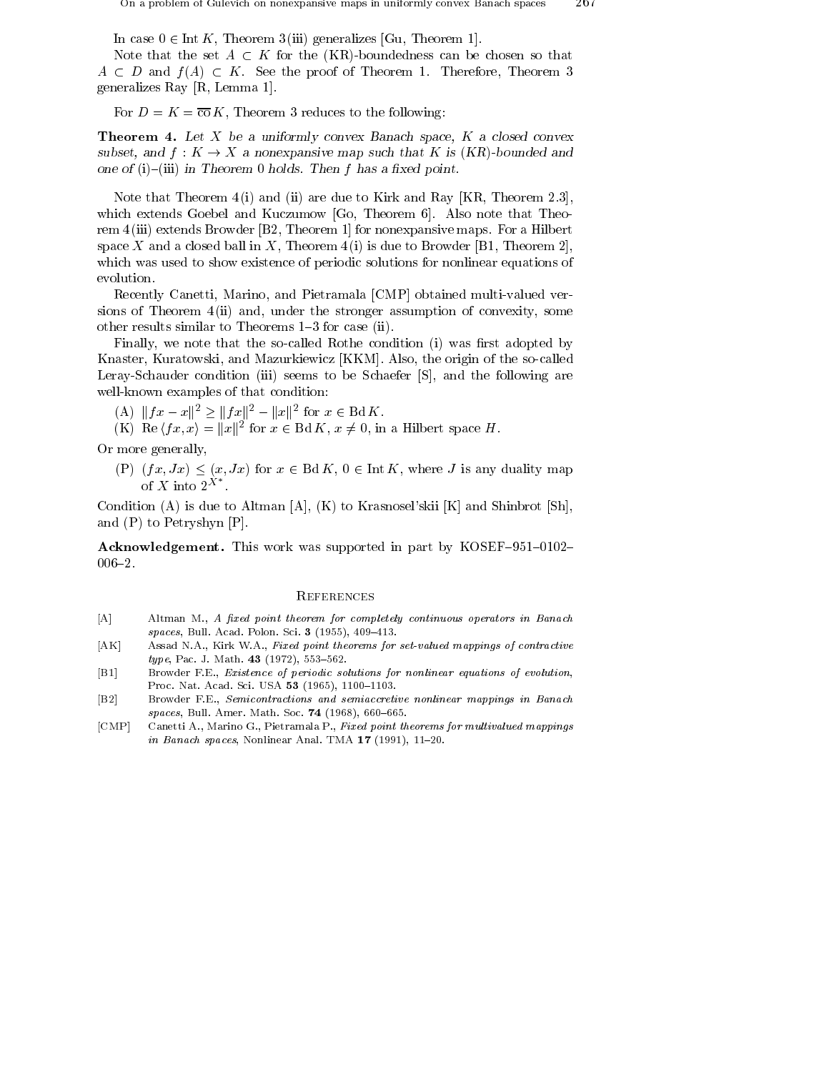In case $0 \in \operatorname{Int} K$, Theorem 3(iii) generalizes [Gu, Theorem 1].

Note that the set $A \subset K$ for the (KR)-boundedness can be chosen so that $A \subset D$ and $f(A) \subset K$. See the proof of Theorem 1. Therefore, Theorem 3 generalizes Ray [R, Lemma 1].

For $D = K = \overline{\text{co}}\, K$, Theorem 3 reduces to the following:

**Theorem 4.** *Let $X$ be a uniformly convex Banach space, $K$ a closed convex subset, and $f : K \to X$ a nonexpansive map such that $K$ is (KR)-bounded and one of (i)–(iii) in Theorem 0 holds. Then $f$ has a fixed point.*

Note that Theorem 4(i) and (ii) are due to Kirk and Ray [KR, Theorem 2.3], which extends Goebel and Kuczumow [Go, Theorem 6]. Also note that Theorem 4(iii) extends Browder [B2, Theorem 1] for nonexpansive maps. For a Hilbert space $X$ and a closed ball in $X$, Theorem 4(i) is due to Browder [B1, Theorem 2], which was used to show existence of periodic solutions for nonlinear equations of evolution.

Recently Canetti, Marino, and Pietramala [CMP] obtained multi-valued versions of Theorem 4(ii) and, under the stronger assumption of convexity, some other results similar to Theorems 1–3 for case (ii).

Finally, we note that the so-called Rothe condition (i) was first adopted by Knaster, Kuratowski, and Mazurkiewicz [KKM]. Also, the origin of the so-called Leray-Schauder condition (iii) seems to be Schaefer [S], and the following are well-known examples of that condition:

(A) $\|fx - x\|^2 \geq \|fx\|^2 - \|x\|^2$ for $x \in \operatorname{Bd} K$.

(K) $\operatorname{Re}\langle fx, x\rangle = \|x\|^2$ for $x \in \operatorname{Bd} K$, $x \neq 0$, in a Hilbert space $H$.

Or more generally,

(P) $(fx, Jx) \leq (x, Jx)$ for $x \in \operatorname{Bd} K$, $0 \in \operatorname{Int} K$, where $J$ is any duality map of $X$ into $2^{X^*}$.

Condition (A) is due to Altman [A], (K) to Krasnosel'skii [K] and Shinbrot [Sh], and (P) to Petryshyn [P].

**Acknowledgement.** This work was supported in part by KOSEF–951–0102–006–2.

## References

[A] Altman M., *A fixed point theorem for completely continuous operators in Banach spaces*, Bull. Acad. Polon. Sci. **3** (1955), 409–413.

[AK] Assad N.A., Kirk W.A., *Fixed point theorems for set-valued mappings of contractive type*, Pac. J. Math. **43** (1972), 553–562.

[B1] Browder F.E., *Existence of periodic solutions for nonlinear equations of evolution*, Proc. Nat. Acad. Sci. USA **53** (1965), 1100–1103.

[B2] Browder F.E., *Semicontractions and semiaccretive nonlinear mappings in Banach spaces*, Bull. Amer. Math. Soc. **74** (1968), 660–665.

[CMP] Canetti A., Marino G., Pietramala P., *Fixed point theorems for multivalued mappings in Banach spaces*, Nonlinear Anal. TMA **17** (1991), 11–20.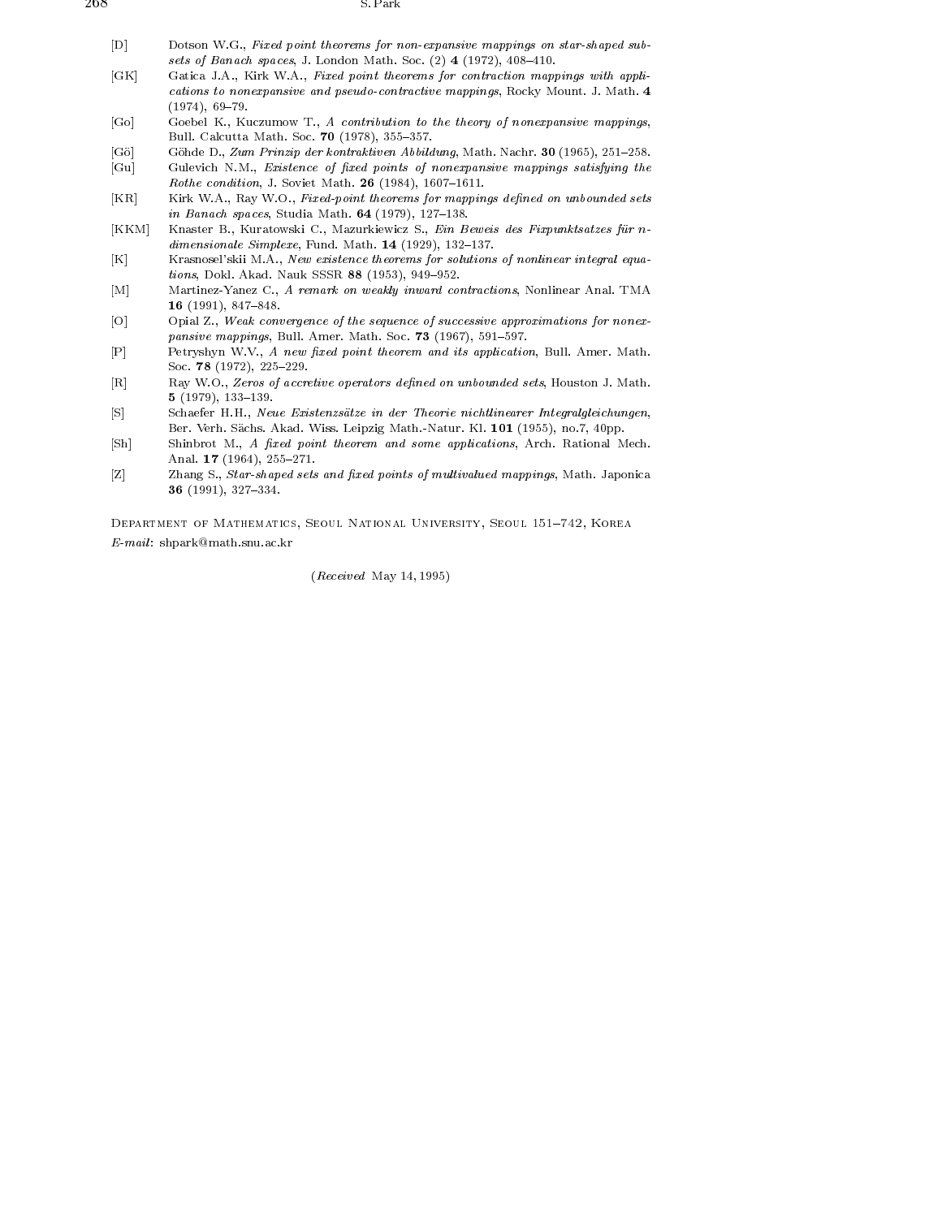[D] Dotson W.G., *Fixed point theorems for non-expansive mappings on star-shaped subsets of Banach spaces*, J. London Math. Soc. (2) **4** (1972), 408–410.

[GK] Gatica J.A., Kirk W.A., *Fixed point theorems for contraction mappings with applications to nonexpansive and pseudo-contractive mappings*, Rocky Mount. J. Math. **4** (1974), 69–79.

[Go] Goebel K., Kuczumow T., *A contribution to the theory of nonexpansive mappings*, Bull. Calcutta Math. Soc. **70** (1978), 355–357.

[Gö] Göhde D., *Zum Prinzip der kontraktiven Abbildung*, Math. Nachr. **30** (1965), 251–258.

[Gu] Gulevich N.M., *Existence of fixed points of nonexpansive mappings satisfying the Rothe condition*, J. Soviet Math. **26** (1984), 1607–1611.

[KR] Kirk W.A., Ray W.O., *Fixed-point theorems for mappings defined on unbounded sets in Banach spaces*, Studia Math. **64** (1979), 127–138.

[KKM] Knaster B., Kuratowski C., Mazurkiewicz S., *Ein Beweis des Fixpunktsatzes für n-dimensionale Simplexe*, Fund. Math. **14** (1929), 132–137.

[K] Krasnosel'skii M.A., *New existence theorems for solutions of nonlinear integral equations*, Dokl. Akad. Nauk SSSR **88** (1953), 949–952.

[M] Martinez-Yanez C., *A remark on weakly inward contractions*, Nonlinear Anal. TMA **16** (1991), 847–848.

[O] Opial Z., *Weak convergence of the sequence of successive approximations for nonexpansive mappings*, Bull. Amer. Math. Soc. **73** (1967), 591–597.

[P] Petryshyn W.V., *A new fixed point theorem and its application*, Bull. Amer. Math. Soc. **78** (1972), 225–229.

[R] Ray W.O., *Zeros of accretive operators defined on unbounded sets*, Houston J. Math. **5** (1979), 133–139.

[S] Schaefer H.H., *Neue Existenzsätze in der Theorie nichtlinearer Integralgleichungen*, Ber. Verh. Sächs. Akad. Wiss. Leipzig Math.-Natur. Kl. **101** (1955), no.7, 40pp.

[Sh] Shinbrot M., *A fixed point theorem and some applications*, Arch. Rational Mech. Anal. **17** (1964), 255–271.

[Z] Zhang S., *Star-shaped sets and fixed points of multivalued mappings*, Math. Japonica **36** (1991), 327–334.

Department of Mathematics, Seoul National University, Seoul 151–742, Korea

*E-mail*: shpark@math.snu.ac.kr

(*Received* May 14, 1995)